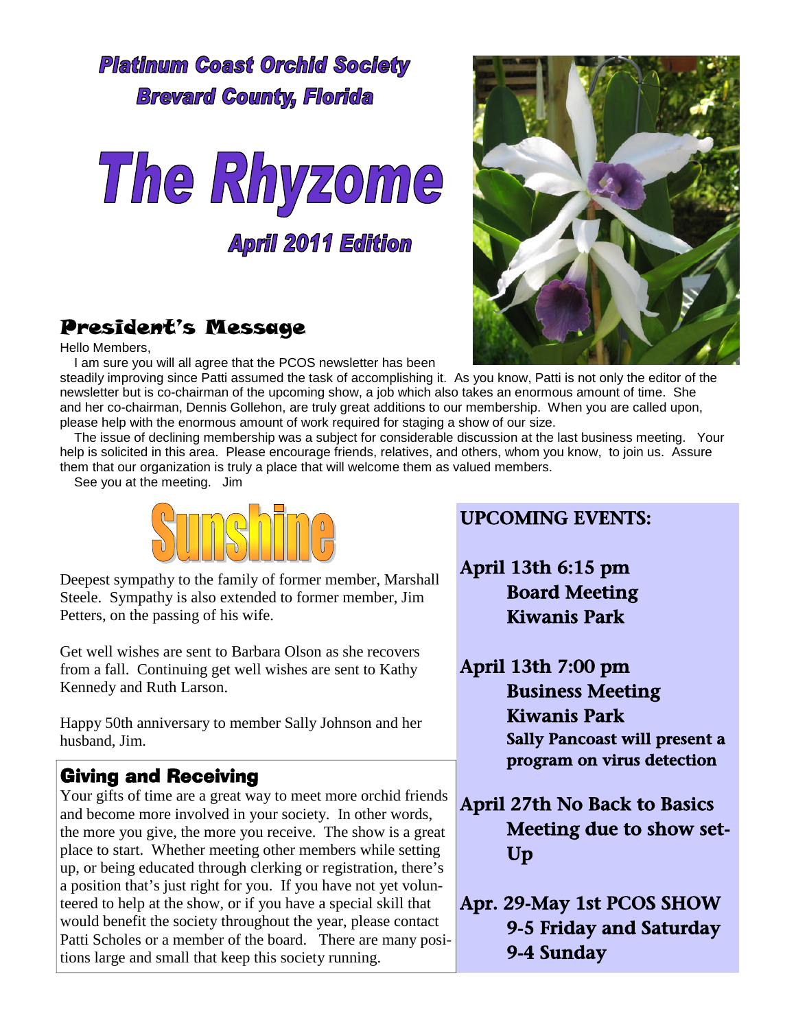# Platinum Coast Orchid Society
## Brevard County, Florida

# The Rhyzome

### April 2011 Edition

## President's Message

Hello Members,

I am sure you will all agree that the PCOS newsletter has been steadily improving since Patti assumed the task of accomplishing it. As you know, Patti is not only the editor of the newsletter but is co-chairman of the upcoming show, a job which also takes an enormous amount of time. She and her co-chairman, Dennis Gollehon, are truly great additions to our membership. When you are called upon, please help with the enormous amount of work required for staging a show of our size.

The issue of declining membership was a subject for considerable discussion at the last business meeting. Your help is solicited in this area. Please encourage friends, relatives, and others, whom you know, to join us. Assure them that our organization is truly a place that will welcome them as valued members.

See you at the meeting. Jim

## Sunshine

Deepest sympathy to the family of former member, Marshall Steele. Sympathy is also extended to former member, Jim Petters, on the passing of his wife.

Get well wishes are sent to Barbara Olson as she recovers from a fall. Continuing get well wishes are sent to Kathy Kennedy and Ruth Larson.

Happy 50th anniversary to member Sally Johnson and her husband, Jim.

## Giving and Receiving

Your gifts of time are a great way to meet more orchid friends and become more involved in your society. In other words, the more you give, the more you receive. The show is a great place to start. Whether meeting other members while setting up, or being educated through clerking or registration, there's a position that's just right for you. If you have not yet volunteered to help at the show, or if you have a special skill that would benefit the society throughout the year, please contact Patti Scholes or a member of the board. There are many positions large and small that keep this society running.

## UPCOMING EVENTS:

**April 13th 6:15 pm**
**Board Meeting**
**Kiwanis Park**

**April 13th 7:00 pm**
**Business Meeting**
**Kiwanis Park**
**Sally Pancoast will present a program on virus detection**

**April 27th No Back to Basics Meeting due to show set-Up**

**Apr. 29-May 1st PCOS SHOW**
**9-5 Friday and Saturday**
**9-4 Sunday**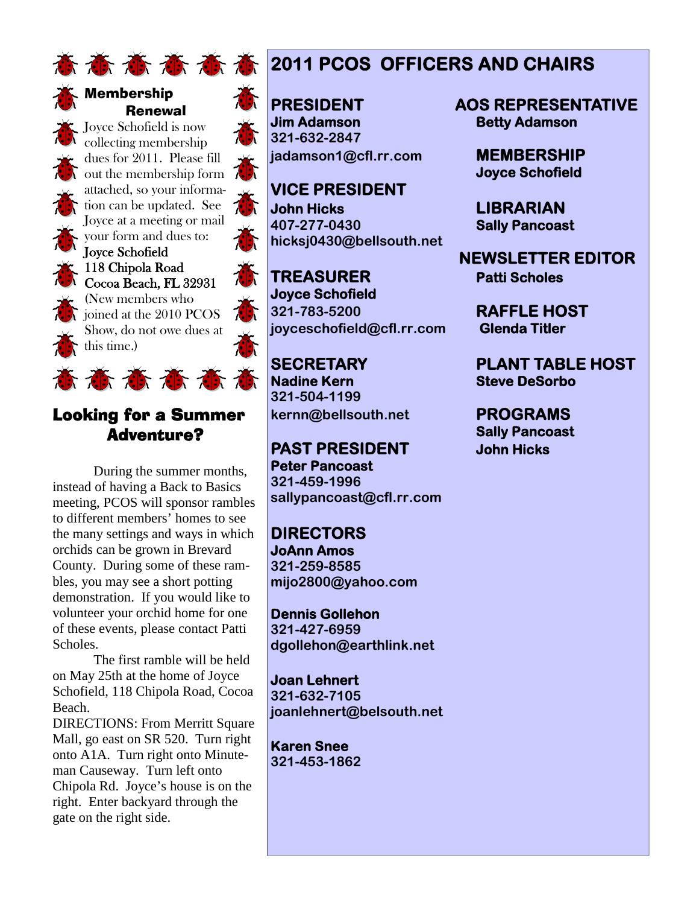## Membership Renewal

Joyce Schofield is now collecting membership dues for 2011. Please fill out the membership form attached, so your information can be updated. See Joyce at a meeting or mail your form and dues to:
Joyce Schofield
118 Chipola Road
Cocoa Beach, FL 32931
(New members who joined at the 2010 PCOS Show, do not owe dues at this time.)

## Looking for a Summer Adventure?

During the summer months, instead of having a Back to Basics meeting, PCOS will sponsor rambles to different members' homes to see the many settings and ways in which orchids can be grown in Brevard County. During some of these rambles, you may see a short potting demonstration. If you would like to volunteer your orchid home for one of these events, please contact Patti Scholes.

The first ramble will be held on May 25th at the home of Joyce Schofield, 118 Chipola Road, Cocoa Beach.

DIRECTIONS: From Merritt Square Mall, go east on SR 520. Turn right onto A1A. Turn right onto Minuteman Causeway. Turn left onto Chipola Rd. Joyce's house is on the right. Enter backyard through the gate on the right side.

## 2011 PCOS OFFICERS AND CHAIRS

### PRESIDENT
**Jim Adamson**
321-632-2847
jadamson1@cfl.rr.com

### VICE PRESIDENT
**John Hicks**
407-277-0430
hicksj0430@bellsouth.net

### TREASURER
**Joyce Schofield**
321-783-5200
joyceschofield@cfl.rr.com

### SECRETARY
**Nadine Kern**
321-504-1199
kernn@bellsouth.net

### PAST PRESIDENT
**Peter Pancoast**
321-459-1996
sallypancoast@cfl.rr.com

### DIRECTORS
**JoAnn Amos**
321-259-8585
mijo2800@yahoo.com

**Dennis Gollehon**
321-427-6959
dgollehon@earthlink.net

**Joan Lehnert**
321-632-7105
joanlehnert@belsouth.net

**Karen Snee**
321-453-1862

### AOS REPRESENTATIVE
**Betty Adamson**

### MEMBERSHIP
**Joyce Schofield**

### LIBRARIAN
**Sally Pancoast**

### NEWSLETTER EDITOR
**Patti Scholes**

### RAFFLE HOST
**Glenda Titler**

### PLANT TABLE HOST
**Steve DeSorbo**

### PROGRAMS
**Sally Pancoast**
**John Hicks**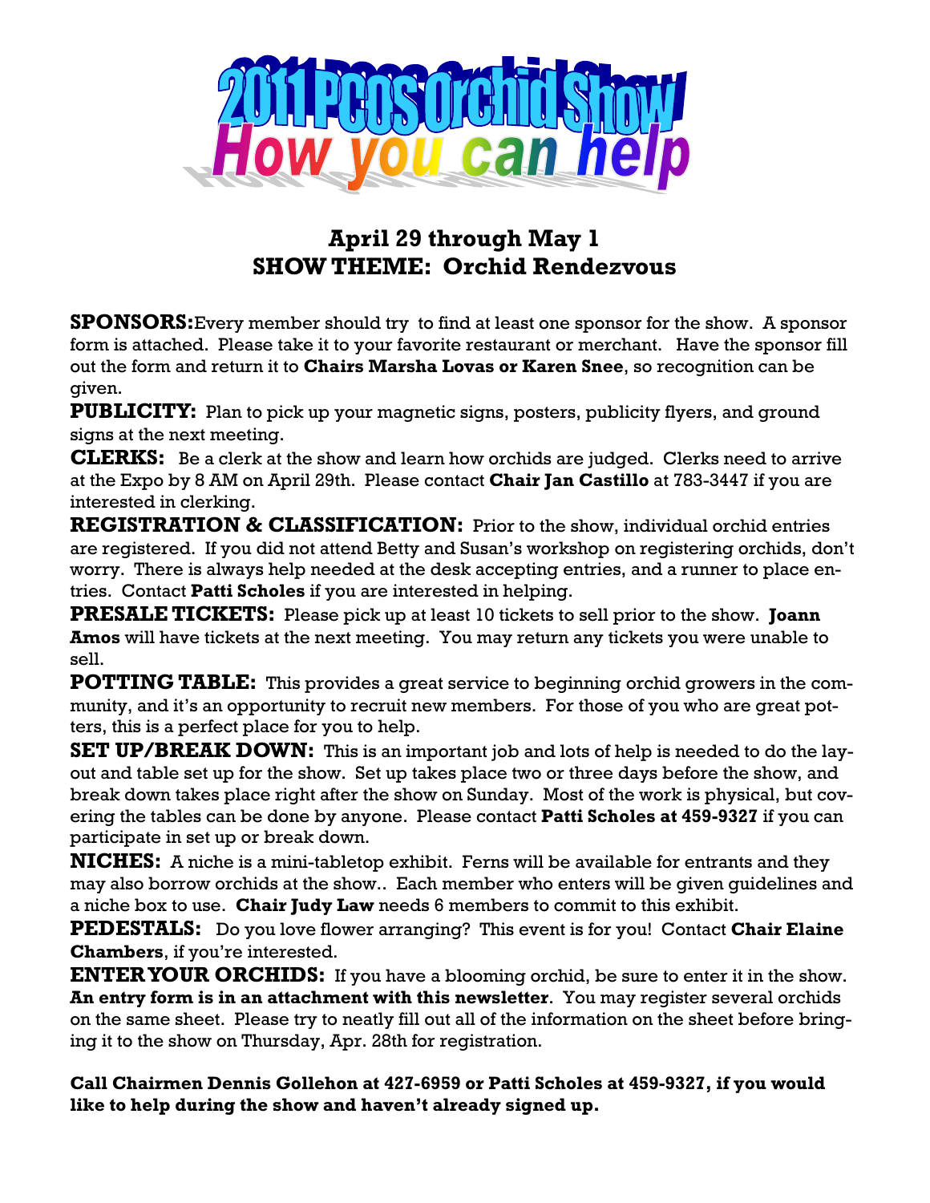# 2011 PCOS Orchid Show
## How you can help

### April 29 through May 1
### SHOW THEME: Orchid Rendezvous

**SPONSORS:** Every member should try to find at least one sponsor for the show. A sponsor form is attached. Please take it to your favorite restaurant or merchant. Have the sponsor fill out the form and return it to **Chairs Marsha Lovas or Karen Snee**, so recognition can be given.

**PUBLICITY:** Plan to pick up your magnetic signs, posters, publicity flyers, and ground signs at the next meeting.

**CLERKS:** Be a clerk at the show and learn how orchids are judged. Clerks need to arrive at the Expo by 8 AM on April 29th. Please contact **Chair Jan Castillo** at 783-3447 if you are interested in clerking.

**REGISTRATION & CLASSIFICATION:** Prior to the show, individual orchid entries are registered. If you did not attend Betty and Susan's workshop on registering orchids, don't worry. There is always help needed at the desk accepting entries, and a runner to place entries. Contact **Patti Scholes** if you are interested in helping.

**PRESALE TICKETS:** Please pick up at least 10 tickets to sell prior to the show. **Joann Amos** will have tickets at the next meeting. You may return any tickets you were unable to sell.

**POTTING TABLE:** This provides a great service to beginning orchid growers in the community, and it's an opportunity to recruit new members. For those of you who are great potters, this is a perfect place for you to help.

**SET UP/BREAK DOWN:** This is an important job and lots of help is needed to do the layout and table set up for the show. Set up takes place two or three days before the show, and break down takes place right after the show on Sunday. Most of the work is physical, but covering the tables can be done by anyone. Please contact **Patti Scholes at 459-9327** if you can participate in set up or break down.

**NICHES:** A niche is a mini-tabletop exhibit. Ferns will be available for entrants and they may also borrow orchids at the show.. Each member who enters will be given guidelines and a niche box to use. **Chair Judy Law** needs 6 members to commit to this exhibit.

**PEDESTALS:** Do you love flower arranging? This event is for you! Contact **Chair Elaine Chambers**, if you're interested.

**ENTER YOUR ORCHIDS:** If you have a blooming orchid, be sure to enter it in the show. **An entry form is in an attachment with this newsletter**. You may register several orchids on the same sheet. Please try to neatly fill out all of the information on the sheet before bringing it to the show on Thursday, Apr. 28th for registration.

**Call Chairmen Dennis Gollehon at 427-6959 or Patti Scholes at 459-9327, if you would like to help during the show and haven't already signed up.**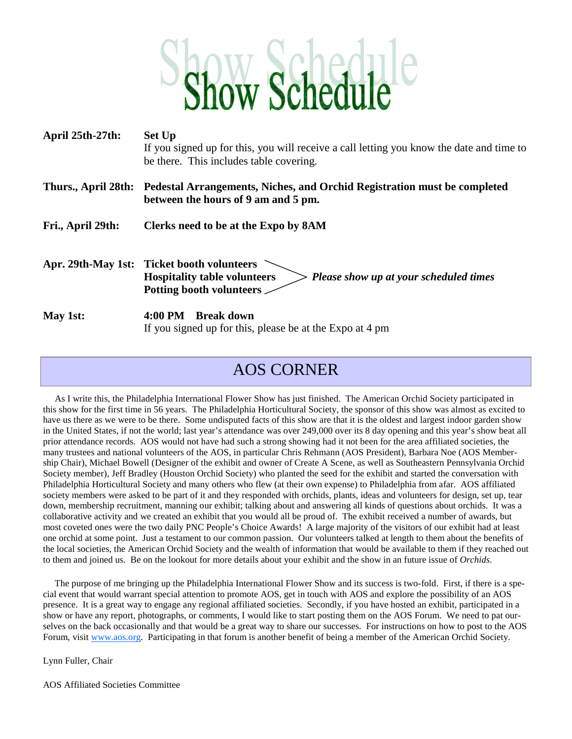# Show Schedule

| | |
|---|---|
| **April 25th-27th:** | **Set Up** If you signed up for this, you will receive a call letting you know the date and time to be there. This includes table covering. |
| **Thurs., April 28th:** | **Pedestal Arrangements, Niches, and Orchid Registration must be completed between the hours of 9 am and 5 pm.** |
| **Fri., April 29th:** | **Clerks need to be at the Expo by 8AM** |
| **Apr. 29th-May 1st:** | **Ticket booth volunteers**, **Hospitality table volunteers**, **Potting booth volunteers** — ***Please show up at your scheduled times*** |
| **May 1st:** | **4:00 PM Break down** If you signed up for this, please be at the Expo at 4 pm |

## AOS CORNER

As I write this, the Philadelphia International Flower Show has just finished. The American Orchid Society participated in this show for the first time in 56 years. The Philadelphia Horticultural Society, the sponsor of this show was almost as excited to have us there as we were to be there. Some undisputed facts of this show are that it is the oldest and largest indoor garden show in the United States, if not the world; last year's attendance was over 249,000 over its 8 day opening and this year's show beat all prior attendance records. AOS would not have had such a strong showing had it not been for the area affiliated societies, the many trustees and national volunteers of the AOS, in particular Chris Rehmann (AOS President), Barbara Noe (AOS Membership Chair), Michael Bowell (Designer of the exhibit and owner of Create A Scene, as well as Southeastern Pennsylvania Orchid Society member), Jeff Bradley (Houston Orchid Society) who planted the seed for the exhibit and started the conversation with Philadelphia Horticultural Society and many others who flew (at their own expense) to Philadelphia from afar. AOS affiliated society members were asked to be part of it and they responded with orchids, plants, ideas and volunteers for design, set up, tear down, membership recruitment, manning our exhibit; talking about and answering all kinds of questions about orchids. It was a collaborative activity and we created an exhibit that you would all be proud of. The exhibit received a number of awards, but most coveted ones were the two daily PNC People's Choice Awards! A large majority of the visitors of our exhibit had at least one orchid at some point. Just a testament to our common passion. Our volunteers talked at length to them about the benefits of the local societies, the American Orchid Society and the wealth of information that would be available to them if they reached out to them and joined us. Be on the lookout for more details about your exhibit and the show in an future issue of *Orchids*.

The purpose of me bringing up the Philadelphia International Flower Show and its success is two-fold. First, if there is a special event that would warrant special attention to promote AOS, get in touch with AOS and explore the possibility of an AOS presence. It is a great way to engage any regional affiliated societies. Secondly, if you have hosted an exhibit, participated in a show or have any report, photographs, or comments, I would like to start posting them on the AOS Forum. We need to pat ourselves on the back occasionally and that would be a great way to share our successes. For instructions on how to post to the AOS Forum, visit [www.aos.org](http://www.aos.org). Participating in that forum is another benefit of being a member of the American Orchid Society.

Lynn Fuller, Chair

AOS Affiliated Societies Committee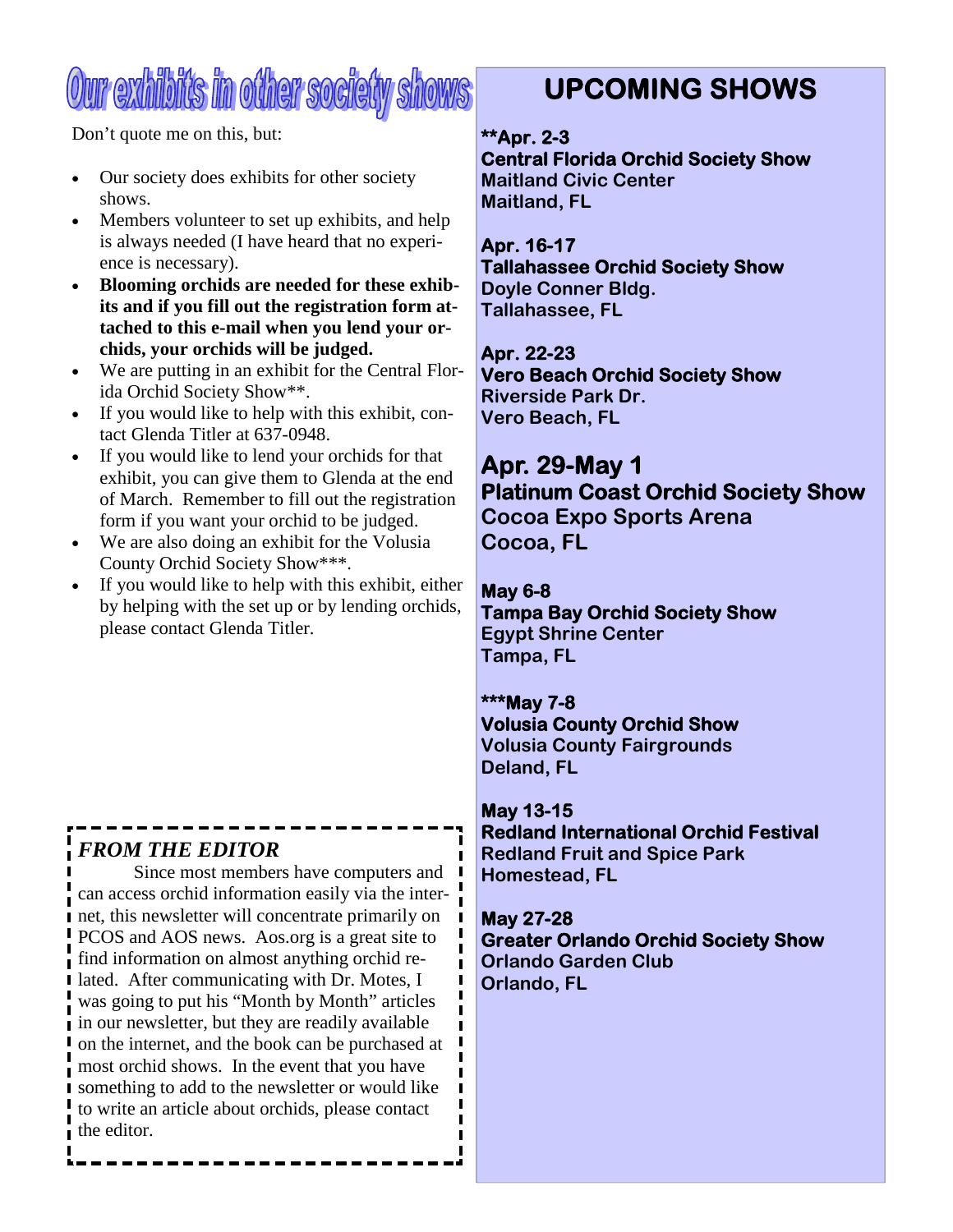# Our exhibits in other society shows

Don't quote me on this, but:

- Our society does exhibits for other society shows.
- Members volunteer to set up exhibits, and help is always needed (I have heard that no experience is necessary).
- **Blooming orchids are needed for these exhibits and if you fill out the registration form attached to this e-mail when you lend your orchids, your orchids will be judged.**
- We are putting in an exhibit for the Central Florida Orchid Society Show**.
- If you would like to help with this exhibit, contact Glenda Titler at 637-0948.
- If you would like to lend your orchids for that exhibit, you can give them to Glenda at the end of March. Remember to fill out the registration form if you want your orchid to be judged.
- We are also doing an exhibit for the Volusia County Orchid Society Show***.
- If you would like to help with this exhibit, either by helping with the set up or by lending orchids, please contact Glenda Titler.

### *FROM THE EDITOR*

Since most members have computers and can access orchid information easily via the internet, this newsletter will concentrate primarily on PCOS and AOS news. Aos.org is a great site to find information on almost anything orchid related. After communicating with Dr. Motes, I was going to put his "Month by Month" articles in our newsletter, but they are readily available on the internet, and the book can be purchased at most orchid shows. In the event that you have something to add to the newsletter or would like to write an article about orchids, please contact the editor.

## UPCOMING SHOWS

**\*\*Apr. 2-3**
**Central Florida Orchid Society Show**
**Maitland Civic Center**
**Maitland, FL**

**Apr. 16-17**
**Tallahassee Orchid Society Show**
**Doyle Conner Bldg.**
**Tallahassee, FL**

**Apr. 22-23**
**Vero Beach Orchid Society Show**
**Riverside Park Dr.**
**Vero Beach, FL**

### Apr. 29-May 1
**Platinum Coast Orchid Society Show**
**Cocoa Expo Sports Arena**
**Cocoa, FL**

**May 6-8**
**Tampa Bay Orchid Society Show**
**Egypt Shrine Center**
**Tampa, FL**

**\*\*\*May 7-8**
**Volusia County Orchid Show**
**Volusia County Fairgrounds**
**Deland, FL**

**May 13-15**
**Redland International Orchid Festival**
**Redland Fruit and Spice Park**
**Homestead, FL**

**May 27-28**
**Greater Orlando Orchid Society Show**
**Orlando Garden Club**
**Orlando, FL**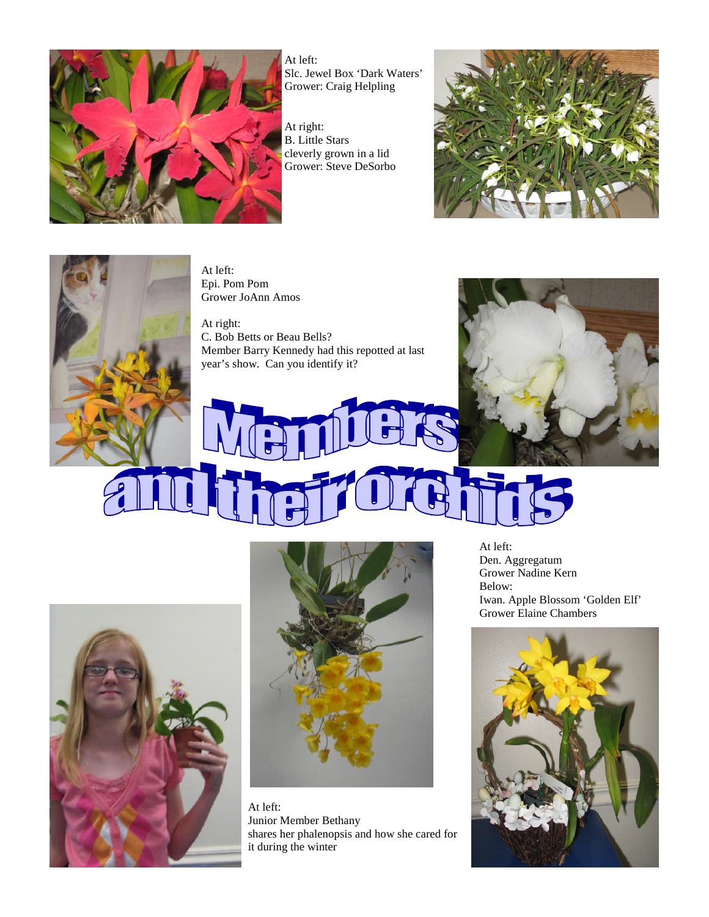At left:
Slc. Jewel Box 'Dark Waters'
Grower: Craig Helpling

At right:
B. Little Stars
cleverly grown in a lid
Grower: Steve DeSorbo

At left:
Epi. Pom Pom
Grower JoAnn Amos

At right:
C. Bob Betts or Beau Bells?
Member Barry Kennedy had this repotted at last year's show. Can you identify it?

# Members and their orchids

At left:
Den. Aggregatum
Grower Nadine Kern

Below:
Iwan. Apple Blossom 'Golden Elf'
Grower Elaine Chambers

At left:
Junior Member Bethany
shares her phalenopsis and how she cared for it during the winter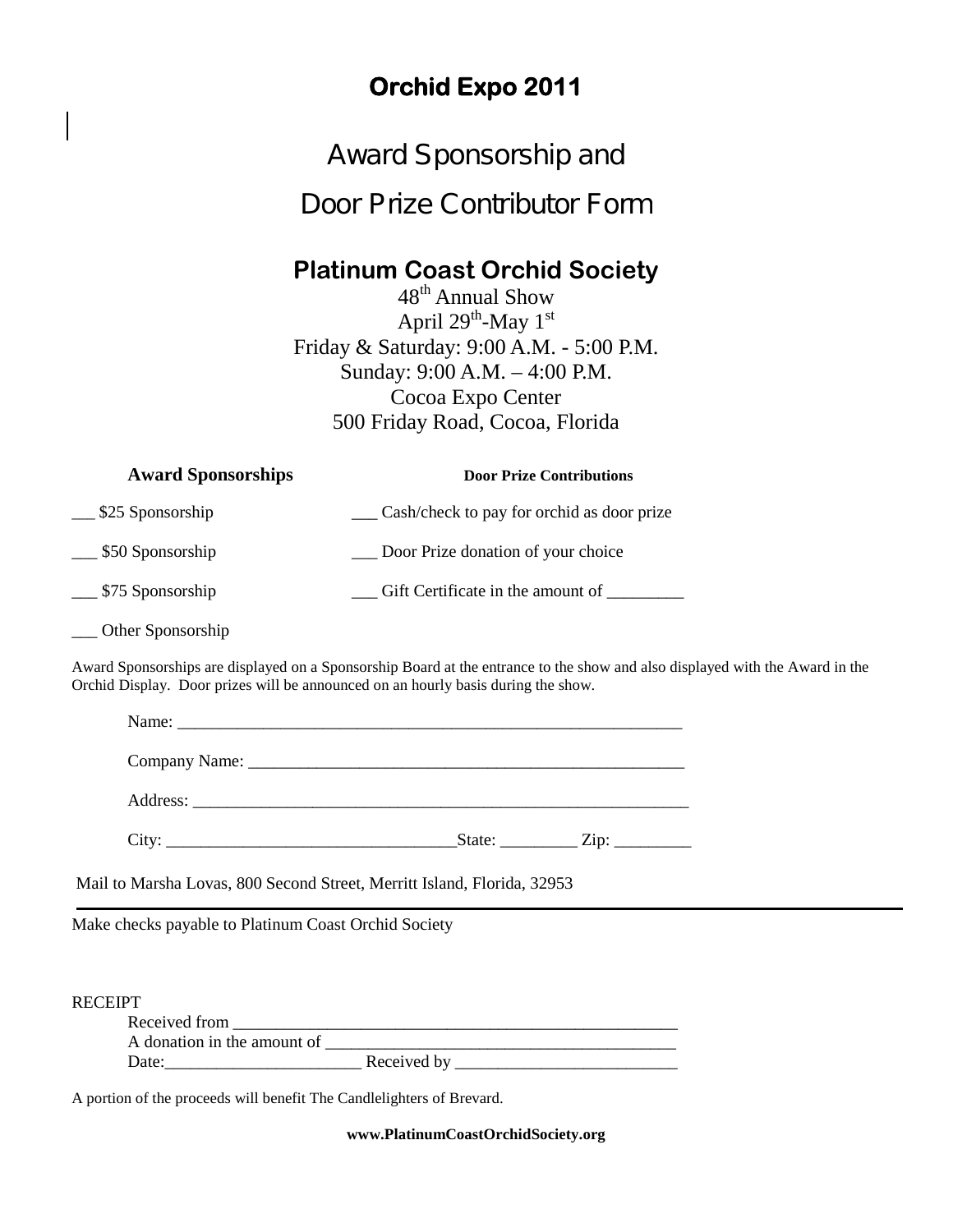# Orchid Expo 2011

## Award Sponsorship and

## Door Prize Contributor Form

### Platinum Coast Orchid Society

48th Annual Show
April 29th-May 1st
Friday & Saturday: 9:00 A.M. - 5:00 P.M.
Sunday: 9:00 A.M. – 4:00 P.M.
Cocoa Expo Center
500 Friday Road, Cocoa, Florida

| **Award Sponsorships** | **Door Prize Contributions** |
|---|---|
| ___ $25 Sponsorship | ___ Cash/check to pay for orchid as door prize |
| ___ $50 Sponsorship | ___ Door Prize donation of your choice |
| ___ $75 Sponsorship | ___ Gift Certificate in the amount of _________ |
| ___ Other Sponsorship | |

Award Sponsorships are displayed on a Sponsorship Board at the entrance to the show and also displayed with the Award in the Orchid Display. Door prizes will be announced on an hourly basis during the show.

Name: ______________________________________________________________

Company Name: ______________________________________________________

Address: ____________________________________________________________

City: __________________________________State: _________ Zip: _________

Mail to Marsha Lovas, 800 Second Street, Merritt Island, Florida, 32953

---

Make checks payable to Platinum Coast Orchid Society

RECEIPT

Received from _______________________________________________________
A donation in the amount of ___________________________________________
Date:_______________________ Received by __________________________

A portion of the proceeds will benefit The Candlelighters of Brevard.

**www.PlatinumCoastOrchidSociety.org**